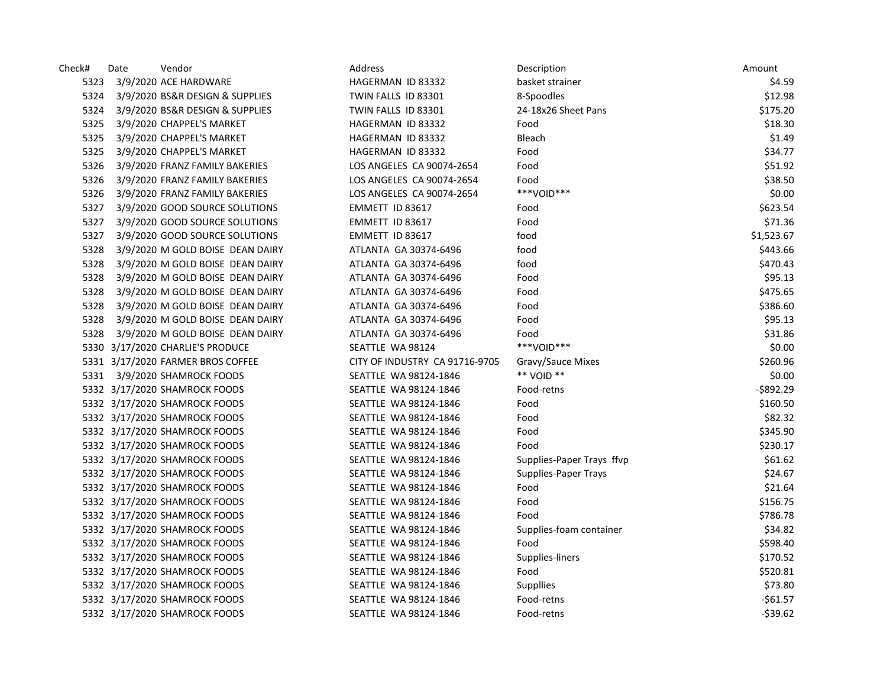| Check# | Date | Vendor | Address | Description | Amount |
|---|---|---|---|---|---|
| 5323 | 3/9/2020 | ACE HARDWARE | HAGERMAN ID 83332 | basket strainer | $4.59 |
| 5324 | 3/9/2020 | BS&R DESIGN & SUPPLIES | TWIN FALLS ID 83301 | 8-Spoodles | $12.98 |
| 5324 | 3/9/2020 | BS&R DESIGN & SUPPLIES | TWIN FALLS ID 83301 | 24-18x26 Sheet Pans | $175.20 |
| 5325 | 3/9/2020 | CHAPPEL'S MARKET | HAGERMAN ID 83332 | Food | $18.30 |
| 5325 | 3/9/2020 | CHAPPEL'S MARKET | HAGERMAN ID 83332 | Bleach | $1.49 |
| 5325 | 3/9/2020 | CHAPPEL'S MARKET | HAGERMAN ID 83332 | Food | $34.77 |
| 5326 | 3/9/2020 | FRANZ FAMILY BAKERIES | LOS ANGELES CA 90074-2654 | Food | $51.92 |
| 5326 | 3/9/2020 | FRANZ FAMILY BAKERIES | LOS ANGELES CA 90074-2654 | Food | $38.50 |
| 5326 | 3/9/2020 | FRANZ FAMILY BAKERIES | LOS ANGELES CA 90074-2654 | ***VOID*** | $0.00 |
| 5327 | 3/9/2020 | GOOD SOURCE SOLUTIONS | EMMETT ID 83617 | Food | $623.54 |
| 5327 | 3/9/2020 | GOOD SOURCE SOLUTIONS | EMMETT ID 83617 | Food | $71.36 |
| 5327 | 3/9/2020 | GOOD SOURCE SOLUTIONS | EMMETT ID 83617 | food | $1,523.67 |
| 5328 | 3/9/2020 | M GOLD BOISE DEAN DAIRY | ATLANTA GA 30374-6496 | food | $443.66 |
| 5328 | 3/9/2020 | M GOLD BOISE DEAN DAIRY | ATLANTA GA 30374-6496 | food | $470.43 |
| 5328 | 3/9/2020 | M GOLD BOISE DEAN DAIRY | ATLANTA GA 30374-6496 | Food | $95.13 |
| 5328 | 3/9/2020 | M GOLD BOISE DEAN DAIRY | ATLANTA GA 30374-6496 | Food | $475.65 |
| 5328 | 3/9/2020 | M GOLD BOISE DEAN DAIRY | ATLANTA GA 30374-6496 | Food | $386.60 |
| 5328 | 3/9/2020 | M GOLD BOISE DEAN DAIRY | ATLANTA GA 30374-6496 | Food | $95.13 |
| 5328 | 3/9/2020 | M GOLD BOISE DEAN DAIRY | ATLANTA GA 30374-6496 | Food | $31.86 |
| 5330 | 3/17/2020 | CHARLIE'S PRODUCE | SEATTLE WA 98124 | ***VOID*** | $0.00 |
| 5331 | 3/17/2020 | FARMER BROS COFFEE | CITY OF INDUSTRY CA 91716-9705 | Gravy/Sauce Mixes | $260.96 |
| 5331 | 3/9/2020 | SHAMROCK FOODS | SEATTLE WA 98124-1846 | ** VOID ** | $0.00 |
| 5332 | 3/17/2020 | SHAMROCK FOODS | SEATTLE WA 98124-1846 | Food-retns | -$892.29 |
| 5332 | 3/17/2020 | SHAMROCK FOODS | SEATTLE WA 98124-1846 | Food | $160.50 |
| 5332 | 3/17/2020 | SHAMROCK FOODS | SEATTLE WA 98124-1846 | Food | $82.32 |
| 5332 | 3/17/2020 | SHAMROCK FOODS | SEATTLE WA 98124-1846 | Food | $345.90 |
| 5332 | 3/17/2020 | SHAMROCK FOODS | SEATTLE WA 98124-1846 | Food | $230.17 |
| 5332 | 3/17/2020 | SHAMROCK FOODS | SEATTLE WA 98124-1846 | Supplies-Paper Trays ffvp | $61.62 |
| 5332 | 3/17/2020 | SHAMROCK FOODS | SEATTLE WA 98124-1846 | Supplies-Paper Trays | $24.67 |
| 5332 | 3/17/2020 | SHAMROCK FOODS | SEATTLE WA 98124-1846 | Food | $21.64 |
| 5332 | 3/17/2020 | SHAMROCK FOODS | SEATTLE WA 98124-1846 | Food | $156.75 |
| 5332 | 3/17/2020 | SHAMROCK FOODS | SEATTLE WA 98124-1846 | Food | $786.78 |
| 5332 | 3/17/2020 | SHAMROCK FOODS | SEATTLE WA 98124-1846 | Supplies-foam container | $34.82 |
| 5332 | 3/17/2020 | SHAMROCK FOODS | SEATTLE WA 98124-1846 | Food | $598.40 |
| 5332 | 3/17/2020 | SHAMROCK FOODS | SEATTLE WA 98124-1846 | Supplies-liners | $170.52 |
| 5332 | 3/17/2020 | SHAMROCK FOODS | SEATTLE WA 98124-1846 | Food | $520.81 |
| 5332 | 3/17/2020 | SHAMROCK FOODS | SEATTLE WA 98124-1846 | Suppllies | $73.80 |
| 5332 | 3/17/2020 | SHAMROCK FOODS | SEATTLE WA 98124-1846 | Food-retns | -$61.57 |
| 5332 | 3/17/2020 | SHAMROCK FOODS | SEATTLE WA 98124-1846 | Food-retns | -$39.62 |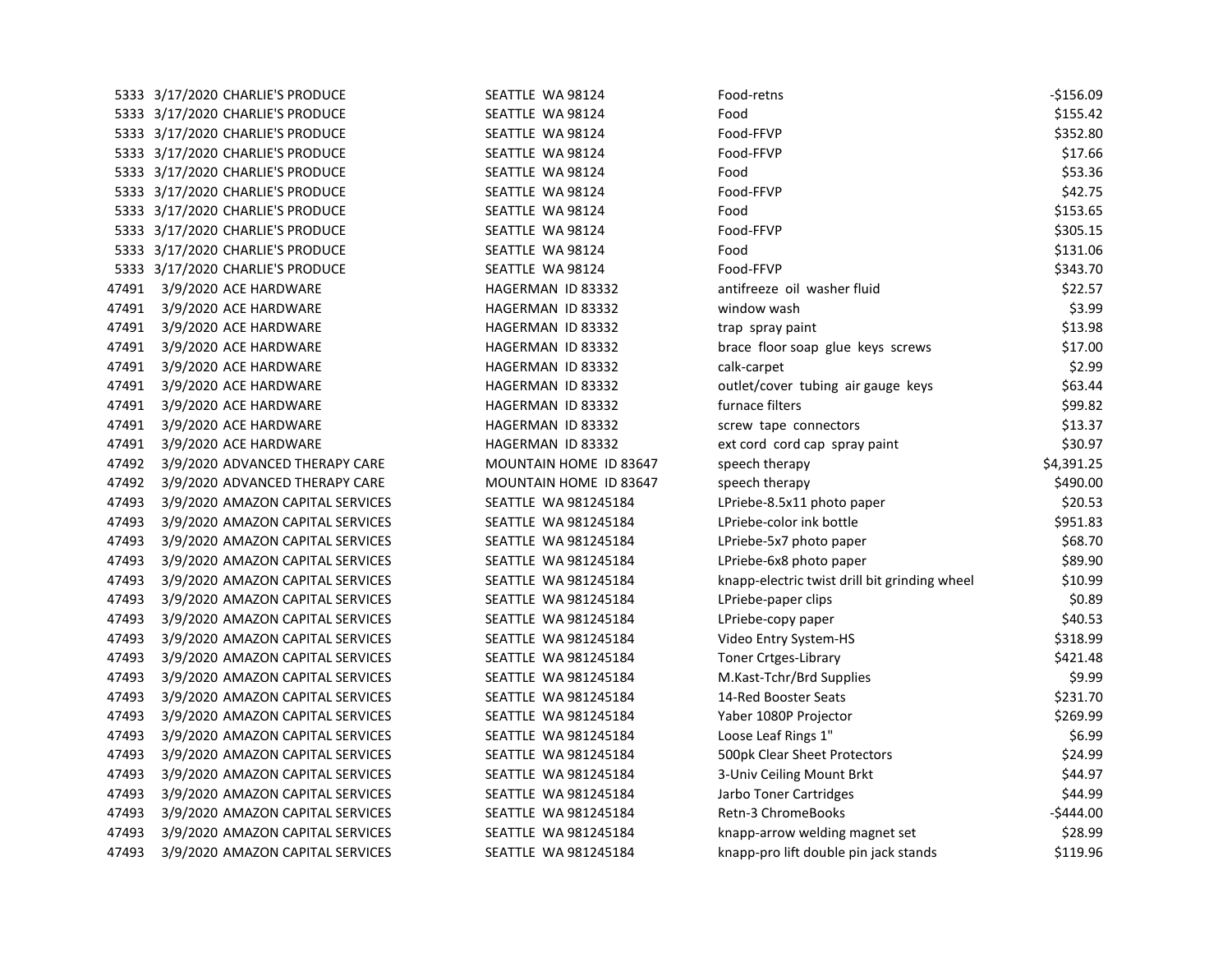| | | | | | |
|---|---|---|---|---|---|
| 5333 | 3/17/2020 | CHARLIE'S PRODUCE | SEATTLE WA 98124 | Food-retns | -$156.09 |
| 5333 | 3/17/2020 | CHARLIE'S PRODUCE | SEATTLE WA 98124 | Food | $155.42 |
| 5333 | 3/17/2020 | CHARLIE'S PRODUCE | SEATTLE WA 98124 | Food-FFVP | $352.80 |
| 5333 | 3/17/2020 | CHARLIE'S PRODUCE | SEATTLE WA 98124 | Food-FFVP | $17.66 |
| 5333 | 3/17/2020 | CHARLIE'S PRODUCE | SEATTLE WA 98124 | Food | $53.36 |
| 5333 | 3/17/2020 | CHARLIE'S PRODUCE | SEATTLE WA 98124 | Food-FFVP | $42.75 |
| 5333 | 3/17/2020 | CHARLIE'S PRODUCE | SEATTLE WA 98124 | Food | $153.65 |
| 5333 | 3/17/2020 | CHARLIE'S PRODUCE | SEATTLE WA 98124 | Food-FFVP | $305.15 |
| 5333 | 3/17/2020 | CHARLIE'S PRODUCE | SEATTLE WA 98124 | Food | $131.06 |
| 5333 | 3/17/2020 | CHARLIE'S PRODUCE | SEATTLE WA 98124 | Food-FFVP | $343.70 |
| 47491 | 3/9/2020 | ACE HARDWARE | HAGERMAN ID 83332 | antifreeze oil washer fluid | $22.57 |
| 47491 | 3/9/2020 | ACE HARDWARE | HAGERMAN ID 83332 | window wash | $3.99 |
| 47491 | 3/9/2020 | ACE HARDWARE | HAGERMAN ID 83332 | trap spray paint | $13.98 |
| 47491 | 3/9/2020 | ACE HARDWARE | HAGERMAN ID 83332 | brace floor soap glue keys screws | $17.00 |
| 47491 | 3/9/2020 | ACE HARDWARE | HAGERMAN ID 83332 | calk-carpet | $2.99 |
| 47491 | 3/9/2020 | ACE HARDWARE | HAGERMAN ID 83332 | outlet/cover tubing air gauge keys | $63.44 |
| 47491 | 3/9/2020 | ACE HARDWARE | HAGERMAN ID 83332 | furnace filters | $99.82 |
| 47491 | 3/9/2020 | ACE HARDWARE | HAGERMAN ID 83332 | screw tape connectors | $13.37 |
| 47491 | 3/9/2020 | ACE HARDWARE | HAGERMAN ID 83332 | ext cord cord cap spray paint | $30.97 |
| 47492 | 3/9/2020 | ADVANCED THERAPY CARE | MOUNTAIN HOME ID 83647 | speech therapy | $4,391.25 |
| 47492 | 3/9/2020 | ADVANCED THERAPY CARE | MOUNTAIN HOME ID 83647 | speech therapy | $490.00 |
| 47493 | 3/9/2020 | AMAZON CAPITAL SERVICES | SEATTLE WA 981245184 | LPriebe-8.5x11 photo paper | $20.53 |
| 47493 | 3/9/2020 | AMAZON CAPITAL SERVICES | SEATTLE WA 981245184 | LPriebe-color ink bottle | $951.83 |
| 47493 | 3/9/2020 | AMAZON CAPITAL SERVICES | SEATTLE WA 981245184 | LPriebe-5x7 photo paper | $68.70 |
| 47493 | 3/9/2020 | AMAZON CAPITAL SERVICES | SEATTLE WA 981245184 | LPriebe-6x8 photo paper | $89.90 |
| 47493 | 3/9/2020 | AMAZON CAPITAL SERVICES | SEATTLE WA 981245184 | knapp-electric twist drill bit grinding wheel | $10.99 |
| 47493 | 3/9/2020 | AMAZON CAPITAL SERVICES | SEATTLE WA 981245184 | LPriebe-paper clips | $0.89 |
| 47493 | 3/9/2020 | AMAZON CAPITAL SERVICES | SEATTLE WA 981245184 | LPriebe-copy paper | $40.53 |
| 47493 | 3/9/2020 | AMAZON CAPITAL SERVICES | SEATTLE WA 981245184 | Video Entry System-HS | $318.99 |
| 47493 | 3/9/2020 | AMAZON CAPITAL SERVICES | SEATTLE WA 981245184 | Toner Crtges-Library | $421.48 |
| 47493 | 3/9/2020 | AMAZON CAPITAL SERVICES | SEATTLE WA 981245184 | M.Kast-Tchr/Brd Supplies | $9.99 |
| 47493 | 3/9/2020 | AMAZON CAPITAL SERVICES | SEATTLE WA 981245184 | 14-Red Booster Seats | $231.70 |
| 47493 | 3/9/2020 | AMAZON CAPITAL SERVICES | SEATTLE WA 981245184 | Yaber 1080P Projector | $269.99 |
| 47493 | 3/9/2020 | AMAZON CAPITAL SERVICES | SEATTLE WA 981245184 | Loose Leaf Rings 1" | $6.99 |
| 47493 | 3/9/2020 | AMAZON CAPITAL SERVICES | SEATTLE WA 981245184 | 500pk Clear Sheet Protectors | $24.99 |
| 47493 | 3/9/2020 | AMAZON CAPITAL SERVICES | SEATTLE WA 981245184 | 3-Univ Ceiling Mount Brkt | $44.97 |
| 47493 | 3/9/2020 | AMAZON CAPITAL SERVICES | SEATTLE WA 981245184 | Jarbo Toner Cartridges | $44.99 |
| 47493 | 3/9/2020 | AMAZON CAPITAL SERVICES | SEATTLE WA 981245184 | Retn-3 ChromeBooks | -$444.00 |
| 47493 | 3/9/2020 | AMAZON CAPITAL SERVICES | SEATTLE WA 981245184 | knapp-arrow welding magnet set | $28.99 |
| 47493 | 3/9/2020 | AMAZON CAPITAL SERVICES | SEATTLE WA 981245184 | knapp-pro lift double pin jack stands | $119.96 |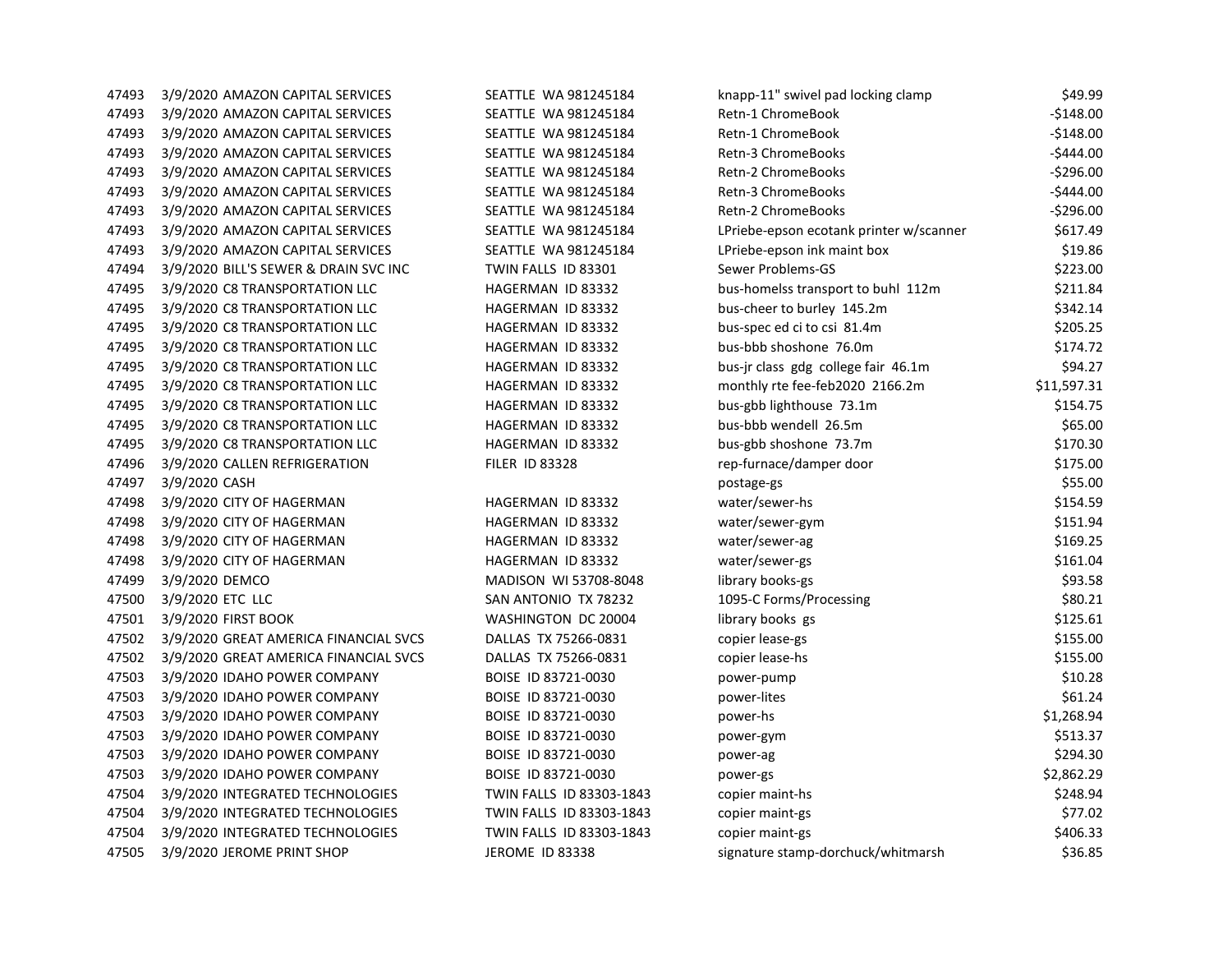| | | | | | |
|---|---|---|---|---|---|
| 47493 | 3/9/2020 | AMAZON CAPITAL SERVICES | SEATTLE WA 981245184 | knapp-11" swivel pad locking clamp | $49.99 |
| 47493 | 3/9/2020 | AMAZON CAPITAL SERVICES | SEATTLE WA 981245184 | Retn-1 ChromeBook | -$148.00 |
| 47493 | 3/9/2020 | AMAZON CAPITAL SERVICES | SEATTLE WA 981245184 | Retn-1 ChromeBook | -$148.00 |
| 47493 | 3/9/2020 | AMAZON CAPITAL SERVICES | SEATTLE WA 981245184 | Retn-3 ChromeBooks | -$444.00 |
| 47493 | 3/9/2020 | AMAZON CAPITAL SERVICES | SEATTLE WA 981245184 | Retn-2 ChromeBooks | -$296.00 |
| 47493 | 3/9/2020 | AMAZON CAPITAL SERVICES | SEATTLE WA 981245184 | Retn-3 ChromeBooks | -$444.00 |
| 47493 | 3/9/2020 | AMAZON CAPITAL SERVICES | SEATTLE WA 981245184 | Retn-2 ChromeBooks | -$296.00 |
| 47493 | 3/9/2020 | AMAZON CAPITAL SERVICES | SEATTLE WA 981245184 | LPriebe-epson ecotank printer w/scanner | $617.49 |
| 47493 | 3/9/2020 | AMAZON CAPITAL SERVICES | SEATTLE WA 981245184 | LPriebe-epson ink maint box | $19.86 |
| 47494 | 3/9/2020 | BILL'S SEWER & DRAIN SVC INC | TWIN FALLS ID 83301 | Sewer Problems-GS | $223.00 |
| 47495 | 3/9/2020 | C8 TRANSPORTATION LLC | HAGERMAN ID 83332 | bus-homelss transport to buhl 112m | $211.84 |
| 47495 | 3/9/2020 | C8 TRANSPORTATION LLC | HAGERMAN ID 83332 | bus-cheer to burley 145.2m | $342.14 |
| 47495 | 3/9/2020 | C8 TRANSPORTATION LLC | HAGERMAN ID 83332 | bus-spec ed ci to csi 81.4m | $205.25 |
| 47495 | 3/9/2020 | C8 TRANSPORTATION LLC | HAGERMAN ID 83332 | bus-bbb shoshone 76.0m | $174.72 |
| 47495 | 3/9/2020 | C8 TRANSPORTATION LLC | HAGERMAN ID 83332 | bus-jr class gdg college fair 46.1m | $94.27 |
| 47495 | 3/9/2020 | C8 TRANSPORTATION LLC | HAGERMAN ID 83332 | monthly rte fee-feb2020 2166.2m | $11,597.31 |
| 47495 | 3/9/2020 | C8 TRANSPORTATION LLC | HAGERMAN ID 83332 | bus-gbb lighthouse 73.1m | $154.75 |
| 47495 | 3/9/2020 | C8 TRANSPORTATION LLC | HAGERMAN ID 83332 | bus-bbb wendell 26.5m | $65.00 |
| 47495 | 3/9/2020 | C8 TRANSPORTATION LLC | HAGERMAN ID 83332 | bus-gbb shoshone 73.7m | $170.30 |
| 47496 | 3/9/2020 | CALLEN REFRIGERATION | FILER ID 83328 | rep-furnace/damper door | $175.00 |
| 47497 | 3/9/2020 | CASH | | postage-gs | $55.00 |
| 47498 | 3/9/2020 | CITY OF HAGERMAN | HAGERMAN ID 83332 | water/sewer-hs | $154.59 |
| 47498 | 3/9/2020 | CITY OF HAGERMAN | HAGERMAN ID 83332 | water/sewer-gym | $151.94 |
| 47498 | 3/9/2020 | CITY OF HAGERMAN | HAGERMAN ID 83332 | water/sewer-ag | $169.25 |
| 47498 | 3/9/2020 | CITY OF HAGERMAN | HAGERMAN ID 83332 | water/sewer-gs | $161.04 |
| 47499 | 3/9/2020 | DEMCO | MADISON WI 53708-8048 | library books-gs | $93.58 |
| 47500 | 3/9/2020 | ETC LLC | SAN ANTONIO TX 78232 | 1095-C Forms/Processing | $80.21 |
| 47501 | 3/9/2020 | FIRST BOOK | WASHINGTON DC 20004 | library books gs | $125.61 |
| 47502 | 3/9/2020 | GREAT AMERICA FINANCIAL SVCS | DALLAS TX 75266-0831 | copier lease-gs | $155.00 |
| 47502 | 3/9/2020 | GREAT AMERICA FINANCIAL SVCS | DALLAS TX 75266-0831 | copier lease-hs | $155.00 |
| 47503 | 3/9/2020 | IDAHO POWER COMPANY | BOISE ID 83721-0030 | power-pump | $10.28 |
| 47503 | 3/9/2020 | IDAHO POWER COMPANY | BOISE ID 83721-0030 | power-lites | $61.24 |
| 47503 | 3/9/2020 | IDAHO POWER COMPANY | BOISE ID 83721-0030 | power-hs | $1,268.94 |
| 47503 | 3/9/2020 | IDAHO POWER COMPANY | BOISE ID 83721-0030 | power-gym | $513.37 |
| 47503 | 3/9/2020 | IDAHO POWER COMPANY | BOISE ID 83721-0030 | power-ag | $294.30 |
| 47503 | 3/9/2020 | IDAHO POWER COMPANY | BOISE ID 83721-0030 | power-gs | $2,862.29 |
| 47504 | 3/9/2020 | INTEGRATED TECHNOLOGIES | TWIN FALLS ID 83303-1843 | copier maint-hs | $248.94 |
| 47504 | 3/9/2020 | INTEGRATED TECHNOLOGIES | TWIN FALLS ID 83303-1843 | copier maint-gs | $77.02 |
| 47504 | 3/9/2020 | INTEGRATED TECHNOLOGIES | TWIN FALLS ID 83303-1843 | copier maint-gs | $406.33 |
| 47505 | 3/9/2020 | JEROME PRINT SHOP | JEROME ID 83338 | signature stamp-dorchuck/whitmarsh | $36.85 |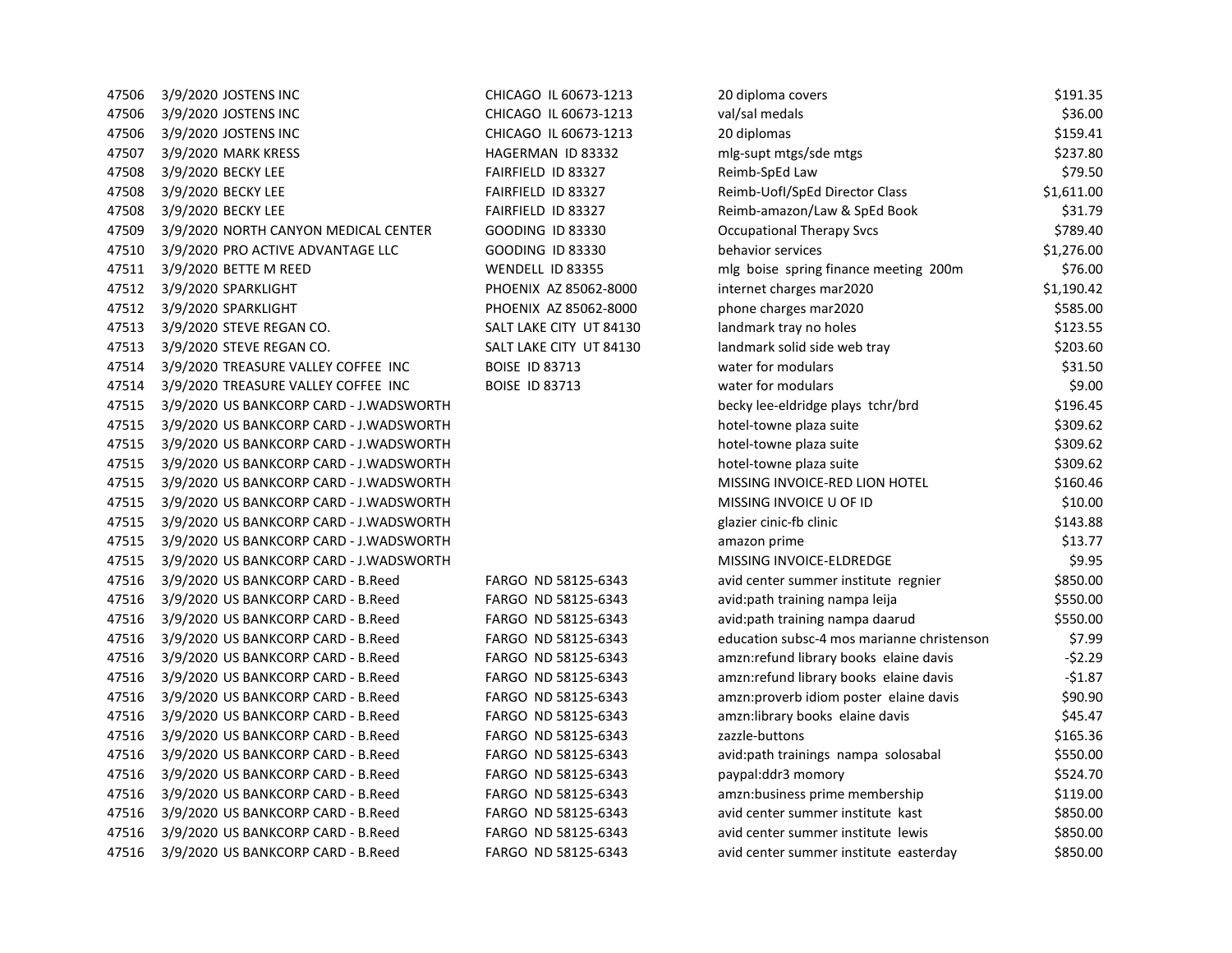| | | | | | |
|---|---|---|---|---|---|
| 47506 | 3/9/2020 | JOSTENS INC | CHICAGO IL 60673-1213 | 20 diploma covers | $191.35 |
| 47506 | 3/9/2020 | JOSTENS INC | CHICAGO IL 60673-1213 | val/sal medals | $36.00 |
| 47506 | 3/9/2020 | JOSTENS INC | CHICAGO IL 60673-1213 | 20 diplomas | $159.41 |
| 47507 | 3/9/2020 | MARK KRESS | HAGERMAN ID 83332 | mlg-supt mtgs/sde mtgs | $237.80 |
| 47508 | 3/9/2020 | BECKY LEE | FAIRFIELD ID 83327 | Reimb-SpEd Law | $79.50 |
| 47508 | 3/9/2020 | BECKY LEE | FAIRFIELD ID 83327 | Reimb-UofI/SpEd Director Class | $1,611.00 |
| 47508 | 3/9/2020 | BECKY LEE | FAIRFIELD ID 83327 | Reimb-amazon/Law & SpEd Book | $31.79 |
| 47509 | 3/9/2020 | NORTH CANYON MEDICAL CENTER | GOODING ID 83330 | Occupational Therapy Svcs | $789.40 |
| 47510 | 3/9/2020 | PRO ACTIVE ADVANTAGE LLC | GOODING ID 83330 | behavior services | $1,276.00 |
| 47511 | 3/9/2020 | BETTE M REED | WENDELL ID 83355 | mlg boise spring finance meeting 200m | $76.00 |
| 47512 | 3/9/2020 | SPARKLIGHT | PHOENIX AZ 85062-8000 | internet charges mar2020 | $1,190.42 |
| 47512 | 3/9/2020 | SPARKLIGHT | PHOENIX AZ 85062-8000 | phone charges mar2020 | $585.00 |
| 47513 | 3/9/2020 | STEVE REGAN CO. | SALT LAKE CITY UT 84130 | landmark tray no holes | $123.55 |
| 47513 | 3/9/2020 | STEVE REGAN CO. | SALT LAKE CITY UT 84130 | landmark solid side web tray | $203.60 |
| 47514 | 3/9/2020 | TREASURE VALLEY COFFEE INC | BOISE ID 83713 | water for modulars | $31.50 |
| 47514 | 3/9/2020 | TREASURE VALLEY COFFEE INC | BOISE ID 83713 | water for modulars | $9.00 |
| 47515 | 3/9/2020 | US BANKCORP CARD - J.WADSWORTH | | becky lee-eldridge plays tchr/brd | $196.45 |
| 47515 | 3/9/2020 | US BANKCORP CARD - J.WADSWORTH | | hotel-towne plaza suite | $309.62 |
| 47515 | 3/9/2020 | US BANKCORP CARD - J.WADSWORTH | | hotel-towne plaza suite | $309.62 |
| 47515 | 3/9/2020 | US BANKCORP CARD - J.WADSWORTH | | hotel-towne plaza suite | $309.62 |
| 47515 | 3/9/2020 | US BANKCORP CARD - J.WADSWORTH | | MISSING INVOICE-RED LION HOTEL | $160.46 |
| 47515 | 3/9/2020 | US BANKCORP CARD - J.WADSWORTH | | MISSING INVOICE U OF ID | $10.00 |
| 47515 | 3/9/2020 | US BANKCORP CARD - J.WADSWORTH | | glazier cinic-fb clinic | $143.88 |
| 47515 | 3/9/2020 | US BANKCORP CARD - J.WADSWORTH | | amazon prime | $13.77 |
| 47515 | 3/9/2020 | US BANKCORP CARD - J.WADSWORTH | | MISSING INVOICE-ELDREDGE | $9.95 |
| 47516 | 3/9/2020 | US BANKCORP CARD - B.Reed | FARGO ND 58125-6343 | avid center summer institute regnier | $850.00 |
| 47516 | 3/9/2020 | US BANKCORP CARD - B.Reed | FARGO ND 58125-6343 | avid:path training nampa leija | $550.00 |
| 47516 | 3/9/2020 | US BANKCORP CARD - B.Reed | FARGO ND 58125-6343 | avid:path training nampa daarud | $550.00 |
| 47516 | 3/9/2020 | US BANKCORP CARD - B.Reed | FARGO ND 58125-6343 | education subsc-4 mos marianne christenson | $7.99 |
| 47516 | 3/9/2020 | US BANKCORP CARD - B.Reed | FARGO ND 58125-6343 | amzn:refund library books elaine davis | -$2.29 |
| 47516 | 3/9/2020 | US BANKCORP CARD - B.Reed | FARGO ND 58125-6343 | amzn:refund library books elaine davis | -$1.87 |
| 47516 | 3/9/2020 | US BANKCORP CARD - B.Reed | FARGO ND 58125-6343 | amzn:proverb idiom poster elaine davis | $90.90 |
| 47516 | 3/9/2020 | US BANKCORP CARD - B.Reed | FARGO ND 58125-6343 | amzn:library books elaine davis | $45.47 |
| 47516 | 3/9/2020 | US BANKCORP CARD - B.Reed | FARGO ND 58125-6343 | zazzle-buttons | $165.36 |
| 47516 | 3/9/2020 | US BANKCORP CARD - B.Reed | FARGO ND 58125-6343 | avid:path trainings nampa solosabal | $550.00 |
| 47516 | 3/9/2020 | US BANKCORP CARD - B.Reed | FARGO ND 58125-6343 | paypal:ddr3 momory | $524.70 |
| 47516 | 3/9/2020 | US BANKCORP CARD - B.Reed | FARGO ND 58125-6343 | amzn:business prime membership | $119.00 |
| 47516 | 3/9/2020 | US BANKCORP CARD - B.Reed | FARGO ND 58125-6343 | avid center summer institute kast | $850.00 |
| 47516 | 3/9/2020 | US BANKCORP CARD - B.Reed | FARGO ND 58125-6343 | avid center summer institute lewis | $850.00 |
| 47516 | 3/9/2020 | US BANKCORP CARD - B.Reed | FARGO ND 58125-6343 | avid center summer institute easterday | $850.00 |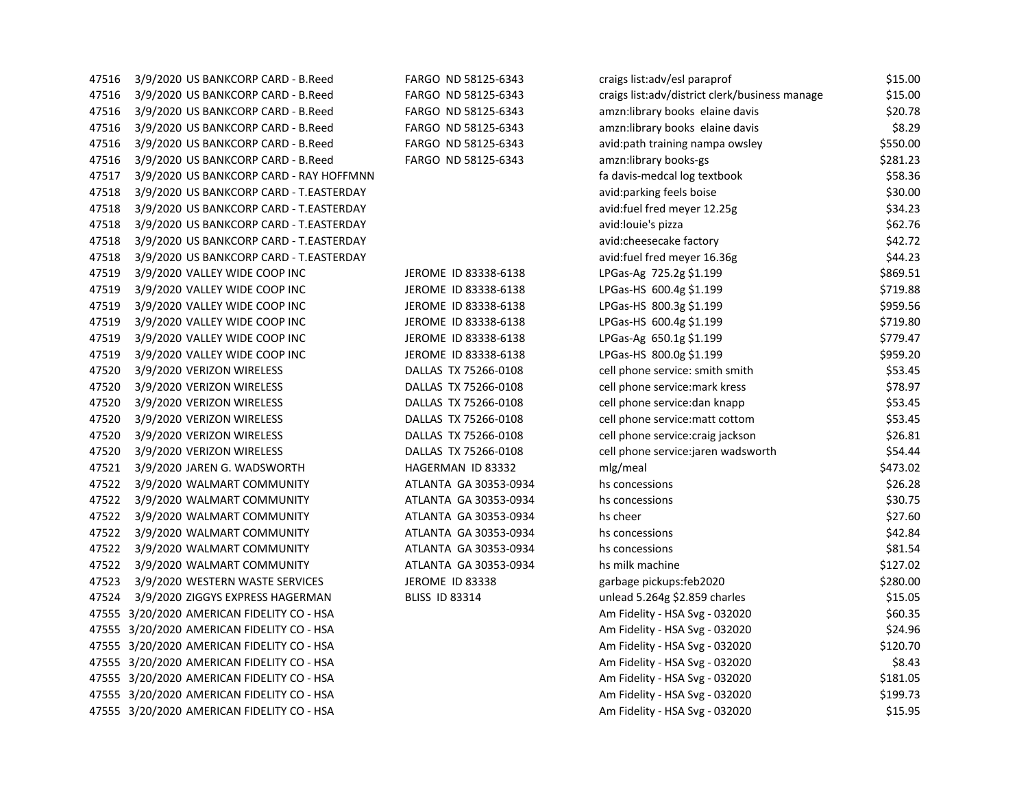| | | | | | |
|---|---|---|---|---|---|
| 47516 | 3/9/2020 | US BANKCORP CARD - B.Reed | FARGO ND 58125-6343 | craigs list:adv/esl paraprof | $15.00 |
| 47516 | 3/9/2020 | US BANKCORP CARD - B.Reed | FARGO ND 58125-6343 | craigs list:adv/district clerk/business manage | $15.00 |
| 47516 | 3/9/2020 | US BANKCORP CARD - B.Reed | FARGO ND 58125-6343 | amzn:library books elaine davis | $20.78 |
| 47516 | 3/9/2020 | US BANKCORP CARD - B.Reed | FARGO ND 58125-6343 | amzn:library books elaine davis | $8.29 |
| 47516 | 3/9/2020 | US BANKCORP CARD - B.Reed | FARGO ND 58125-6343 | avid:path training nampa owsley | $550.00 |
| 47516 | 3/9/2020 | US BANKCORP CARD - B.Reed | FARGO ND 58125-6343 | amzn:library books-gs | $281.23 |
| 47517 | 3/9/2020 | US BANKCORP CARD - RAY HOFFMNN | | fa davis-medcal log textbook | $58.36 |
| 47518 | 3/9/2020 | US BANKCORP CARD - T.EASTERDAY | | avid:parking feels boise | $30.00 |
| 47518 | 3/9/2020 | US BANKCORP CARD - T.EASTERDAY | | avid:fuel fred meyer 12.25g | $34.23 |
| 47518 | 3/9/2020 | US BANKCORP CARD - T.EASTERDAY | | avid:louie's pizza | $62.76 |
| 47518 | 3/9/2020 | US BANKCORP CARD - T.EASTERDAY | | avid:cheesecake factory | $42.72 |
| 47518 | 3/9/2020 | US BANKCORP CARD - T.EASTERDAY | | avid:fuel fred meyer 16.36g | $44.23 |
| 47519 | 3/9/2020 | VALLEY WIDE COOP INC | JEROME ID 83338-6138 | LPGas-Ag 725.2g $1.199 | $869.51 |
| 47519 | 3/9/2020 | VALLEY WIDE COOP INC | JEROME ID 83338-6138 | LPGas-HS 600.4g $1.199 | $719.88 |
| 47519 | 3/9/2020 | VALLEY WIDE COOP INC | JEROME ID 83338-6138 | LPGas-HS 800.3g $1.199 | $959.56 |
| 47519 | 3/9/2020 | VALLEY WIDE COOP INC | JEROME ID 83338-6138 | LPGas-HS 600.4g $1.199 | $719.80 |
| 47519 | 3/9/2020 | VALLEY WIDE COOP INC | JEROME ID 83338-6138 | LPGas-Ag 650.1g $1.199 | $779.47 |
| 47519 | 3/9/2020 | VALLEY WIDE COOP INC | JEROME ID 83338-6138 | LPGas-HS 800.0g $1.199 | $959.20 |
| 47520 | 3/9/2020 | VERIZON WIRELESS | DALLAS TX 75266-0108 | cell phone service: smith smith | $53.45 |
| 47520 | 3/9/2020 | VERIZON WIRELESS | DALLAS TX 75266-0108 | cell phone service:mark kress | $78.97 |
| 47520 | 3/9/2020 | VERIZON WIRELESS | DALLAS TX 75266-0108 | cell phone service:dan knapp | $53.45 |
| 47520 | 3/9/2020 | VERIZON WIRELESS | DALLAS TX 75266-0108 | cell phone service:matt cottom | $53.45 |
| 47520 | 3/9/2020 | VERIZON WIRELESS | DALLAS TX 75266-0108 | cell phone service:craig jackson | $26.81 |
| 47520 | 3/9/2020 | VERIZON WIRELESS | DALLAS TX 75266-0108 | cell phone service:jaren wadsworth | $54.44 |
| 47521 | 3/9/2020 | JAREN G. WADSWORTH | HAGERMAN ID 83332 | mlg/meal | $473.02 |
| 47522 | 3/9/2020 | WALMART COMMUNITY | ATLANTA GA 30353-0934 | hs concessions | $26.28 |
| 47522 | 3/9/2020 | WALMART COMMUNITY | ATLANTA GA 30353-0934 | hs concessions | $30.75 |
| 47522 | 3/9/2020 | WALMART COMMUNITY | ATLANTA GA 30353-0934 | hs cheer | $27.60 |
| 47522 | 3/9/2020 | WALMART COMMUNITY | ATLANTA GA 30353-0934 | hs concessions | $42.84 |
| 47522 | 3/9/2020 | WALMART COMMUNITY | ATLANTA GA 30353-0934 | hs concessions | $81.54 |
| 47522 | 3/9/2020 | WALMART COMMUNITY | ATLANTA GA 30353-0934 | hs milk machine | $127.02 |
| 47523 | 3/9/2020 | WESTERN WASTE SERVICES | JEROME ID 83338 | garbage pickups:feb2020 | $280.00 |
| 47524 | 3/9/2020 | ZIGGYS EXPRESS HAGERMAN | BLISS ID 83314 | unlead 5.264g $2.859 charles | $15.05 |
| 47555 | 3/20/2020 | AMERICAN FIDELITY CO - HSA | | Am Fidelity - HSA Svg - 032020 | $60.35 |
| 47555 | 3/20/2020 | AMERICAN FIDELITY CO - HSA | | Am Fidelity - HSA Svg - 032020 | $24.96 |
| 47555 | 3/20/2020 | AMERICAN FIDELITY CO - HSA | | Am Fidelity - HSA Svg - 032020 | $120.70 |
| 47555 | 3/20/2020 | AMERICAN FIDELITY CO - HSA | | Am Fidelity - HSA Svg - 032020 | $8.43 |
| 47555 | 3/20/2020 | AMERICAN FIDELITY CO - HSA | | Am Fidelity - HSA Svg - 032020 | $181.05 |
| 47555 | 3/20/2020 | AMERICAN FIDELITY CO - HSA | | Am Fidelity - HSA Svg - 032020 | $199.73 |
| 47555 | 3/20/2020 | AMERICAN FIDELITY CO - HSA | | Am Fidelity - HSA Svg - 032020 | $15.95 |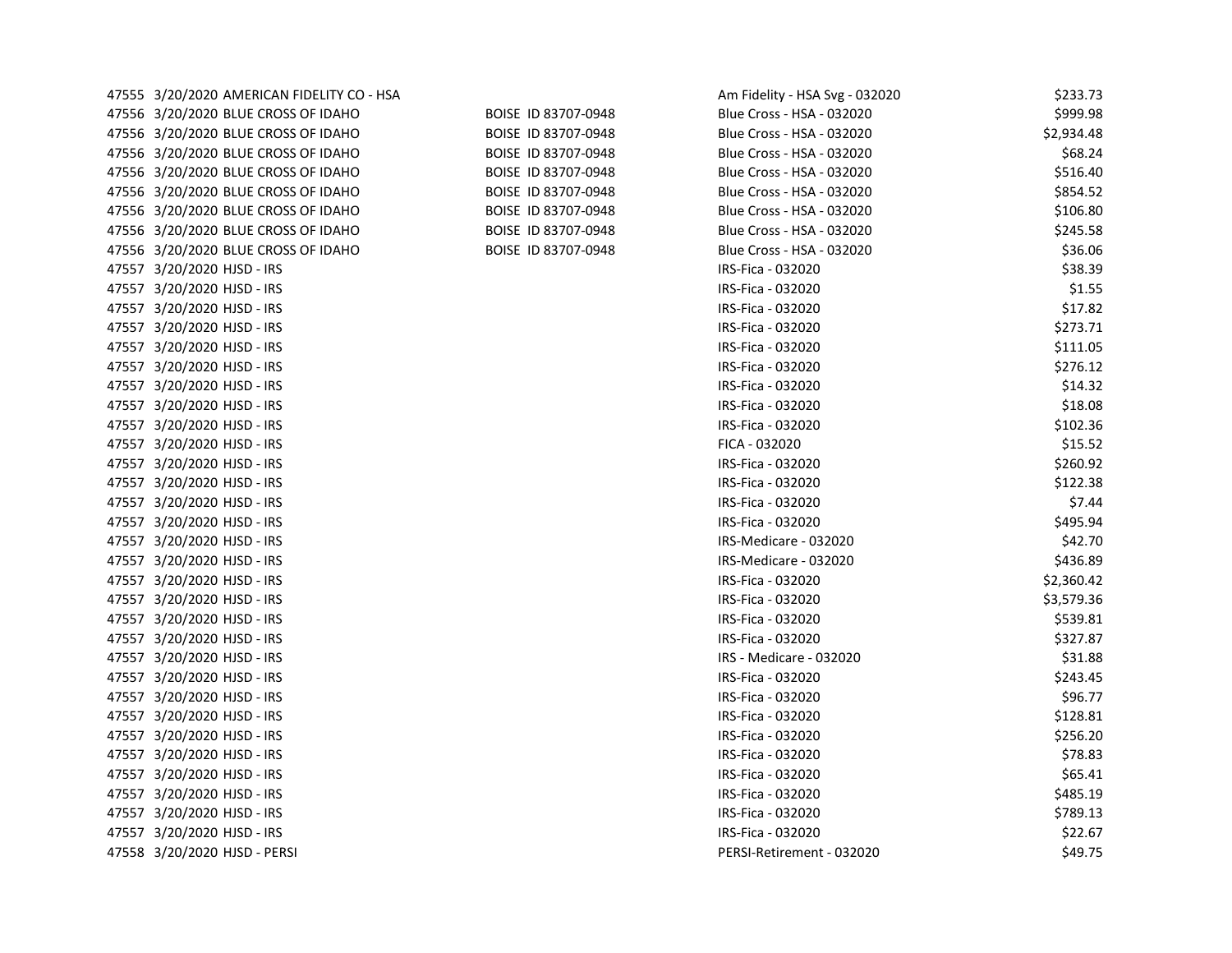| | | | | | |
|---|---|---|---|---|---|
| 47555 | 3/20/2020 | AMERICAN FIDELITY CO - HSA | | Am Fidelity - HSA Svg - 032020 | $233.73 |
| 47556 | 3/20/2020 | BLUE CROSS OF IDAHO | BOISE ID 83707-0948 | Blue Cross - HSA - 032020 | $999.98 |
| 47556 | 3/20/2020 | BLUE CROSS OF IDAHO | BOISE ID 83707-0948 | Blue Cross - HSA - 032020 | $2,934.48 |
| 47556 | 3/20/2020 | BLUE CROSS OF IDAHO | BOISE ID 83707-0948 | Blue Cross - HSA - 032020 | $68.24 |
| 47556 | 3/20/2020 | BLUE CROSS OF IDAHO | BOISE ID 83707-0948 | Blue Cross - HSA - 032020 | $516.40 |
| 47556 | 3/20/2020 | BLUE CROSS OF IDAHO | BOISE ID 83707-0948 | Blue Cross - HSA - 032020 | $854.52 |
| 47556 | 3/20/2020 | BLUE CROSS OF IDAHO | BOISE ID 83707-0948 | Blue Cross - HSA - 032020 | $106.80 |
| 47556 | 3/20/2020 | BLUE CROSS OF IDAHO | BOISE ID 83707-0948 | Blue Cross - HSA - 032020 | $245.58 |
| 47556 | 3/20/2020 | BLUE CROSS OF IDAHO | BOISE ID 83707-0948 | Blue Cross - HSA - 032020 | $36.06 |
| 47557 | 3/20/2020 | HJSD - IRS | | IRS-Fica - 032020 | $38.39 |
| 47557 | 3/20/2020 | HJSD - IRS | | IRS-Fica - 032020 | $1.55 |
| 47557 | 3/20/2020 | HJSD - IRS | | IRS-Fica - 032020 | $17.82 |
| 47557 | 3/20/2020 | HJSD - IRS | | IRS-Fica - 032020 | $273.71 |
| 47557 | 3/20/2020 | HJSD - IRS | | IRS-Fica - 032020 | $111.05 |
| 47557 | 3/20/2020 | HJSD - IRS | | IRS-Fica - 032020 | $276.12 |
| 47557 | 3/20/2020 | HJSD - IRS | | IRS-Fica - 032020 | $14.32 |
| 47557 | 3/20/2020 | HJSD - IRS | | IRS-Fica - 032020 | $18.08 |
| 47557 | 3/20/2020 | HJSD - IRS | | IRS-Fica - 032020 | $102.36 |
| 47557 | 3/20/2020 | HJSD - IRS | | FICA - 032020 | $15.52 |
| 47557 | 3/20/2020 | HJSD - IRS | | IRS-Fica - 032020 | $260.92 |
| 47557 | 3/20/2020 | HJSD - IRS | | IRS-Fica - 032020 | $122.38 |
| 47557 | 3/20/2020 | HJSD - IRS | | IRS-Fica - 032020 | $7.44 |
| 47557 | 3/20/2020 | HJSD - IRS | | IRS-Fica - 032020 | $495.94 |
| 47557 | 3/20/2020 | HJSD - IRS | | IRS-Medicare - 032020 | $42.70 |
| 47557 | 3/20/2020 | HJSD - IRS | | IRS-Medicare - 032020 | $436.89 |
| 47557 | 3/20/2020 | HJSD - IRS | | IRS-Fica - 032020 | $2,360.42 |
| 47557 | 3/20/2020 | HJSD - IRS | | IRS-Fica - 032020 | $3,579.36 |
| 47557 | 3/20/2020 | HJSD - IRS | | IRS-Fica - 032020 | $539.81 |
| 47557 | 3/20/2020 | HJSD - IRS | | IRS-Fica - 032020 | $327.87 |
| 47557 | 3/20/2020 | HJSD - IRS | | IRS - Medicare - 032020 | $31.88 |
| 47557 | 3/20/2020 | HJSD - IRS | | IRS-Fica - 032020 | $243.45 |
| 47557 | 3/20/2020 | HJSD - IRS | | IRS-Fica - 032020 | $96.77 |
| 47557 | 3/20/2020 | HJSD - IRS | | IRS-Fica - 032020 | $128.81 |
| 47557 | 3/20/2020 | HJSD - IRS | | IRS-Fica - 032020 | $256.20 |
| 47557 | 3/20/2020 | HJSD - IRS | | IRS-Fica - 032020 | $78.83 |
| 47557 | 3/20/2020 | HJSD - IRS | | IRS-Fica - 032020 | $65.41 |
| 47557 | 3/20/2020 | HJSD - IRS | | IRS-Fica - 032020 | $485.19 |
| 47557 | 3/20/2020 | HJSD - IRS | | IRS-Fica - 032020 | $789.13 |
| 47557 | 3/20/2020 | HJSD - IRS | | IRS-Fica - 032020 | $22.67 |
| 47558 | 3/20/2020 | HJSD - PERSI | | PERSI-Retirement - 032020 | $49.75 |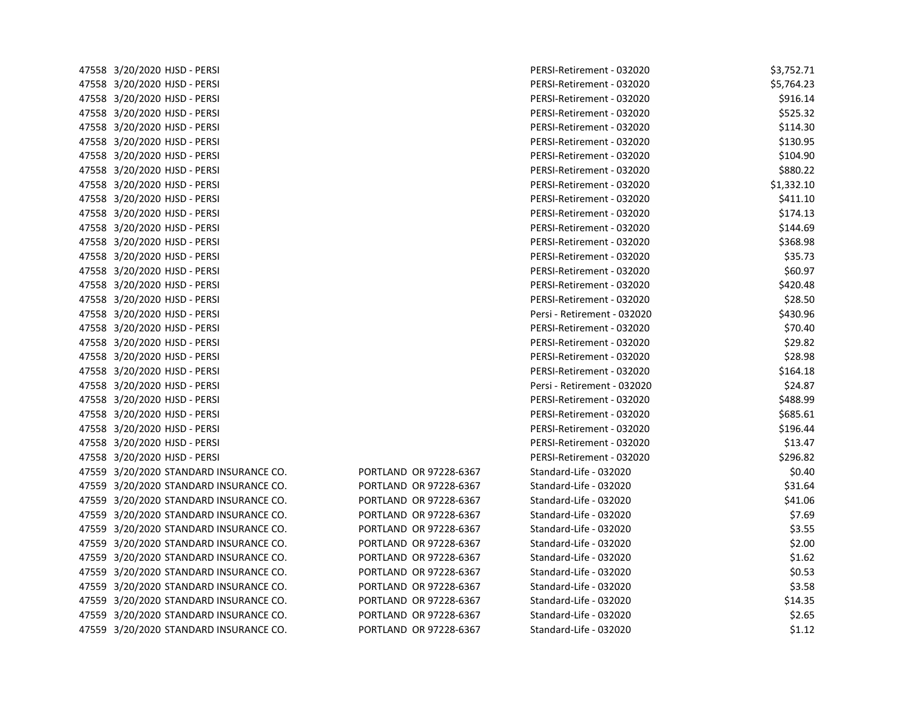| | | | | | |
|---|---|---|---|---|---|
| 47558 | 3/20/2020 | HJSD - PERSI | | PERSI-Retirement - 032020 | $3,752.71 |
| 47558 | 3/20/2020 | HJSD - PERSI | | PERSI-Retirement - 032020 | $5,764.23 |
| 47558 | 3/20/2020 | HJSD - PERSI | | PERSI-Retirement - 032020 | $916.14 |
| 47558 | 3/20/2020 | HJSD - PERSI | | PERSI-Retirement - 032020 | $525.32 |
| 47558 | 3/20/2020 | HJSD - PERSI | | PERSI-Retirement - 032020 | $114.30 |
| 47558 | 3/20/2020 | HJSD - PERSI | | PERSI-Retirement - 032020 | $130.95 |
| 47558 | 3/20/2020 | HJSD - PERSI | | PERSI-Retirement - 032020 | $104.90 |
| 47558 | 3/20/2020 | HJSD - PERSI | | PERSI-Retirement - 032020 | $880.22 |
| 47558 | 3/20/2020 | HJSD - PERSI | | PERSI-Retirement - 032020 | $1,332.10 |
| 47558 | 3/20/2020 | HJSD - PERSI | | PERSI-Retirement - 032020 | $411.10 |
| 47558 | 3/20/2020 | HJSD - PERSI | | PERSI-Retirement - 032020 | $174.13 |
| 47558 | 3/20/2020 | HJSD - PERSI | | PERSI-Retirement - 032020 | $144.69 |
| 47558 | 3/20/2020 | HJSD - PERSI | | PERSI-Retirement - 032020 | $368.98 |
| 47558 | 3/20/2020 | HJSD - PERSI | | PERSI-Retirement - 032020 | $35.73 |
| 47558 | 3/20/2020 | HJSD - PERSI | | PERSI-Retirement - 032020 | $60.97 |
| 47558 | 3/20/2020 | HJSD - PERSI | | PERSI-Retirement - 032020 | $420.48 |
| 47558 | 3/20/2020 | HJSD - PERSI | | PERSI-Retirement - 032020 | $28.50 |
| 47558 | 3/20/2020 | HJSD - PERSI | | Persi - Retirement - 032020 | $430.96 |
| 47558 | 3/20/2020 | HJSD - PERSI | | PERSI-Retirement - 032020 | $70.40 |
| 47558 | 3/20/2020 | HJSD - PERSI | | PERSI-Retirement - 032020 | $29.82 |
| 47558 | 3/20/2020 | HJSD - PERSI | | PERSI-Retirement - 032020 | $28.98 |
| 47558 | 3/20/2020 | HJSD - PERSI | | PERSI-Retirement - 032020 | $164.18 |
| 47558 | 3/20/2020 | HJSD - PERSI | | Persi - Retirement - 032020 | $24.87 |
| 47558 | 3/20/2020 | HJSD - PERSI | | PERSI-Retirement - 032020 | $488.99 |
| 47558 | 3/20/2020 | HJSD - PERSI | | PERSI-Retirement - 032020 | $685.61 |
| 47558 | 3/20/2020 | HJSD - PERSI | | PERSI-Retirement - 032020 | $196.44 |
| 47558 | 3/20/2020 | HJSD - PERSI | | PERSI-Retirement - 032020 | $13.47 |
| 47558 | 3/20/2020 | HJSD - PERSI | | PERSI-Retirement - 032020 | $296.82 |
| 47559 | 3/20/2020 | STANDARD INSURANCE CO. | PORTLAND OR 97228-6367 | Standard-Life - 032020 | $0.40 |
| 47559 | 3/20/2020 | STANDARD INSURANCE CO. | PORTLAND OR 97228-6367 | Standard-Life - 032020 | $31.64 |
| 47559 | 3/20/2020 | STANDARD INSURANCE CO. | PORTLAND OR 97228-6367 | Standard-Life - 032020 | $41.06 |
| 47559 | 3/20/2020 | STANDARD INSURANCE CO. | PORTLAND OR 97228-6367 | Standard-Life - 032020 | $7.69 |
| 47559 | 3/20/2020 | STANDARD INSURANCE CO. | PORTLAND OR 97228-6367 | Standard-Life - 032020 | $3.55 |
| 47559 | 3/20/2020 | STANDARD INSURANCE CO. | PORTLAND OR 97228-6367 | Standard-Life - 032020 | $2.00 |
| 47559 | 3/20/2020 | STANDARD INSURANCE CO. | PORTLAND OR 97228-6367 | Standard-Life - 032020 | $1.62 |
| 47559 | 3/20/2020 | STANDARD INSURANCE CO. | PORTLAND OR 97228-6367 | Standard-Life - 032020 | $0.53 |
| 47559 | 3/20/2020 | STANDARD INSURANCE CO. | PORTLAND OR 97228-6367 | Standard-Life - 032020 | $3.58 |
| 47559 | 3/20/2020 | STANDARD INSURANCE CO. | PORTLAND OR 97228-6367 | Standard-Life - 032020 | $14.35 |
| 47559 | 3/20/2020 | STANDARD INSURANCE CO. | PORTLAND OR 97228-6367 | Standard-Life - 032020 | $2.65 |
| 47559 | 3/20/2020 | STANDARD INSURANCE CO. | PORTLAND OR 97228-6367 | Standard-Life - 032020 | $1.12 |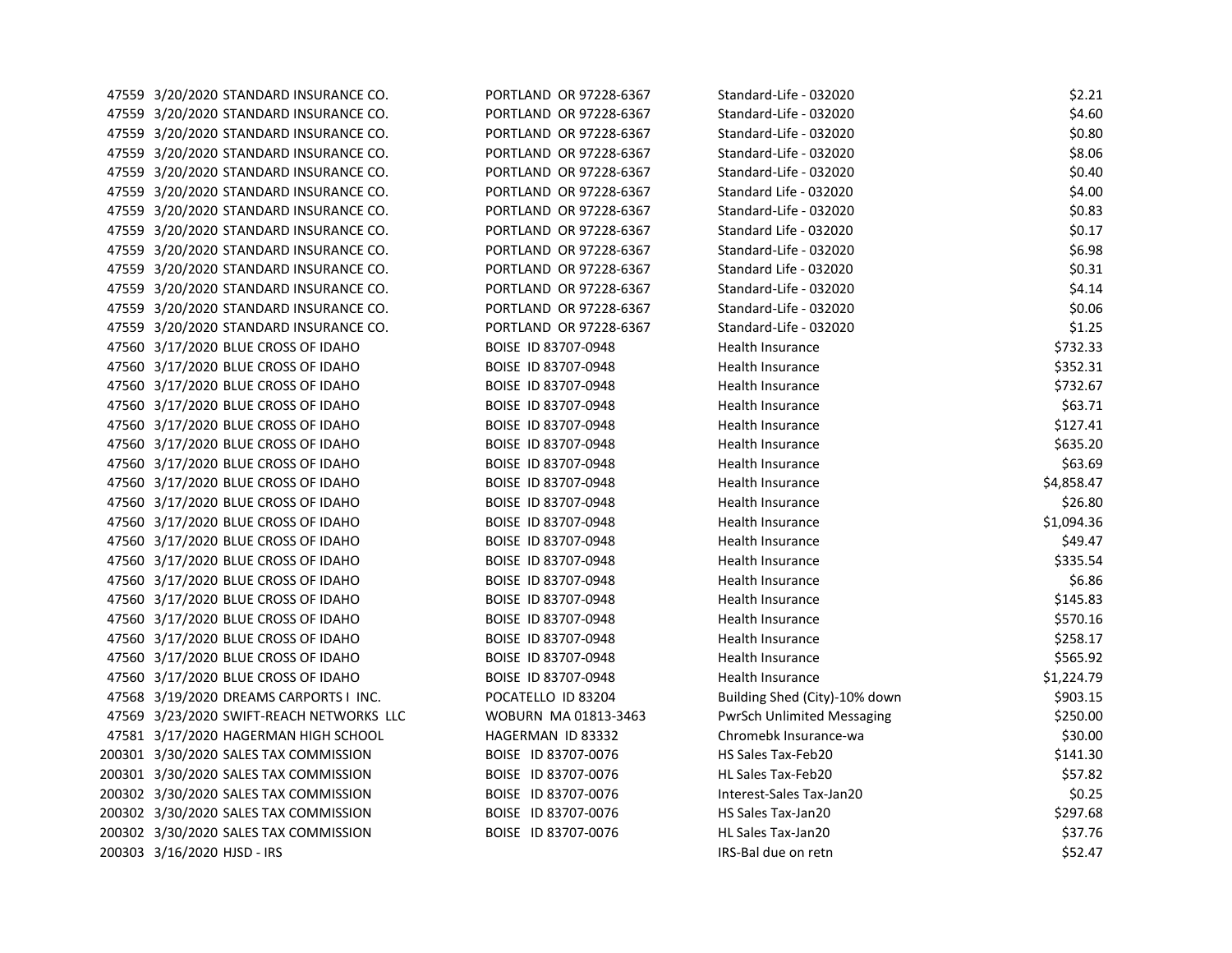| | | | | | |
|---|---|---|---|---|---|
| 47559 | 3/20/2020 | STANDARD INSURANCE CO. | PORTLAND OR 97228-6367 | Standard-Life - 032020 | $2.21 |
| 47559 | 3/20/2020 | STANDARD INSURANCE CO. | PORTLAND OR 97228-6367 | Standard-Life - 032020 | $4.60 |
| 47559 | 3/20/2020 | STANDARD INSURANCE CO. | PORTLAND OR 97228-6367 | Standard-Life - 032020 | $0.80 |
| 47559 | 3/20/2020 | STANDARD INSURANCE CO. | PORTLAND OR 97228-6367 | Standard-Life - 032020 | $8.06 |
| 47559 | 3/20/2020 | STANDARD INSURANCE CO. | PORTLAND OR 97228-6367 | Standard-Life - 032020 | $0.40 |
| 47559 | 3/20/2020 | STANDARD INSURANCE CO. | PORTLAND OR 97228-6367 | Standard Life - 032020 | $4.00 |
| 47559 | 3/20/2020 | STANDARD INSURANCE CO. | PORTLAND OR 97228-6367 | Standard-Life - 032020 | $0.83 |
| 47559 | 3/20/2020 | STANDARD INSURANCE CO. | PORTLAND OR 97228-6367 | Standard Life - 032020 | $0.17 |
| 47559 | 3/20/2020 | STANDARD INSURANCE CO. | PORTLAND OR 97228-6367 | Standard-Life - 032020 | $6.98 |
| 47559 | 3/20/2020 | STANDARD INSURANCE CO. | PORTLAND OR 97228-6367 | Standard Life - 032020 | $0.31 |
| 47559 | 3/20/2020 | STANDARD INSURANCE CO. | PORTLAND OR 97228-6367 | Standard-Life - 032020 | $4.14 |
| 47559 | 3/20/2020 | STANDARD INSURANCE CO. | PORTLAND OR 97228-6367 | Standard-Life - 032020 | $0.06 |
| 47559 | 3/20/2020 | STANDARD INSURANCE CO. | PORTLAND OR 97228-6367 | Standard-Life - 032020 | $1.25 |
| 47560 | 3/17/2020 | BLUE CROSS OF IDAHO | BOISE ID 83707-0948 | Health Insurance | $732.33 |
| 47560 | 3/17/2020 | BLUE CROSS OF IDAHO | BOISE ID 83707-0948 | Health Insurance | $352.31 |
| 47560 | 3/17/2020 | BLUE CROSS OF IDAHO | BOISE ID 83707-0948 | Health Insurance | $732.67 |
| 47560 | 3/17/2020 | BLUE CROSS OF IDAHO | BOISE ID 83707-0948 | Health Insurance | $63.71 |
| 47560 | 3/17/2020 | BLUE CROSS OF IDAHO | BOISE ID 83707-0948 | Health Insurance | $127.41 |
| 47560 | 3/17/2020 | BLUE CROSS OF IDAHO | BOISE ID 83707-0948 | Health Insurance | $635.20 |
| 47560 | 3/17/2020 | BLUE CROSS OF IDAHO | BOISE ID 83707-0948 | Health Insurance | $63.69 |
| 47560 | 3/17/2020 | BLUE CROSS OF IDAHO | BOISE ID 83707-0948 | Health Insurance | $4,858.47 |
| 47560 | 3/17/2020 | BLUE CROSS OF IDAHO | BOISE ID 83707-0948 | Health Insurance | $26.80 |
| 47560 | 3/17/2020 | BLUE CROSS OF IDAHO | BOISE ID 83707-0948 | Health Insurance | $1,094.36 |
| 47560 | 3/17/2020 | BLUE CROSS OF IDAHO | BOISE ID 83707-0948 | Health Insurance | $49.47 |
| 47560 | 3/17/2020 | BLUE CROSS OF IDAHO | BOISE ID 83707-0948 | Health Insurance | $335.54 |
| 47560 | 3/17/2020 | BLUE CROSS OF IDAHO | BOISE ID 83707-0948 | Health Insurance | $6.86 |
| 47560 | 3/17/2020 | BLUE CROSS OF IDAHO | BOISE ID 83707-0948 | Health Insurance | $145.83 |
| 47560 | 3/17/2020 | BLUE CROSS OF IDAHO | BOISE ID 83707-0948 | Health Insurance | $570.16 |
| 47560 | 3/17/2020 | BLUE CROSS OF IDAHO | BOISE ID 83707-0948 | Health Insurance | $258.17 |
| 47560 | 3/17/2020 | BLUE CROSS OF IDAHO | BOISE ID 83707-0948 | Health Insurance | $565.92 |
| 47560 | 3/17/2020 | BLUE CROSS OF IDAHO | BOISE ID 83707-0948 | Health Insurance | $1,224.79 |
| 47568 | 3/19/2020 | DREAMS CARPORTS I INC. | POCATELLO ID 83204 | Building Shed (City)-10% down | $903.15 |
| 47569 | 3/23/2020 | SWIFT-REACH NETWORKS LLC | WOBURN MA 01813-3463 | PwrSch Unlimited Messaging | $250.00 |
| 47581 | 3/17/2020 | HAGERMAN HIGH SCHOOL | HAGERMAN ID 83332 | Chromebk Insurance-wa | $30.00 |
| 200301 | 3/30/2020 | SALES TAX COMMISSION | BOISE ID 83707-0076 | HS Sales Tax-Feb20 | $141.30 |
| 200301 | 3/30/2020 | SALES TAX COMMISSION | BOISE ID 83707-0076 | HL Sales Tax-Feb20 | $57.82 |
| 200302 | 3/30/2020 | SALES TAX COMMISSION | BOISE ID 83707-0076 | Interest-Sales Tax-Jan20 | $0.25 |
| 200302 | 3/30/2020 | SALES TAX COMMISSION | BOISE ID 83707-0076 | HS Sales Tax-Jan20 | $297.68 |
| 200302 | 3/30/2020 | SALES TAX COMMISSION | BOISE ID 83707-0076 | HL Sales Tax-Jan20 | $37.76 |
| 200303 | 3/16/2020 | HJSD - IRS | | IRS-Bal due on retn | $52.47 |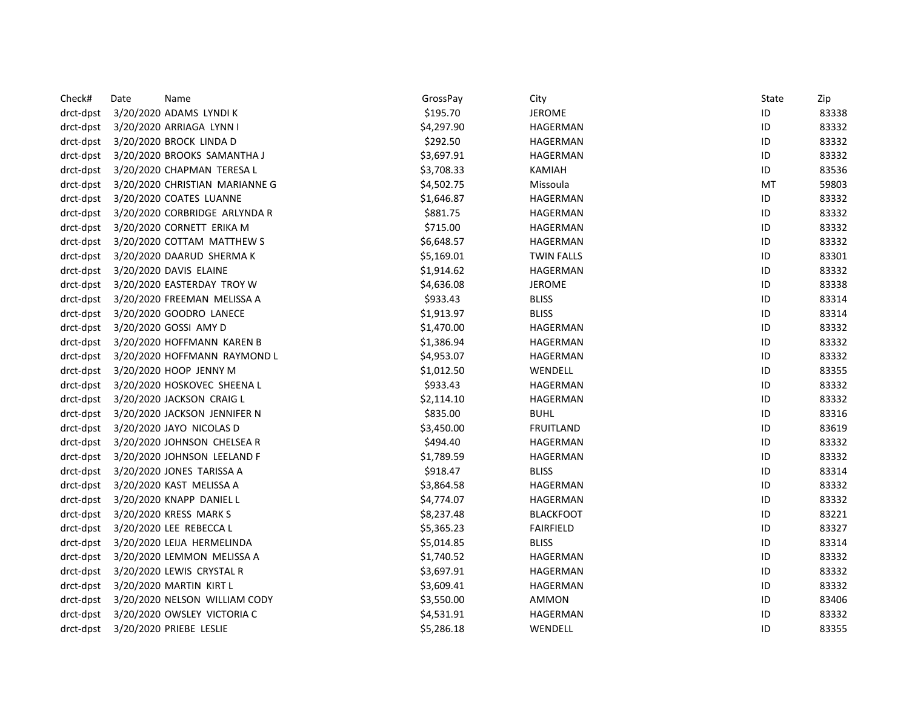| Check# | Date | Name | GrossPay | City | State | Zip |
|---|---|---|---|---|---|---|
| drct-dpst | 3/20/2020 | ADAMS LYNDI K | $195.70 | JEROME | ID | 83338 |
| drct-dpst | 3/20/2020 | ARRIAGA LYNN I | $4,297.90 | HAGERMAN | ID | 83332 |
| drct-dpst | 3/20/2020 | BROCK LINDA D | $292.50 | HAGERMAN | ID | 83332 |
| drct-dpst | 3/20/2020 | BROOKS SAMANTHA J | $3,697.91 | HAGERMAN | ID | 83332 |
| drct-dpst | 3/20/2020 | CHAPMAN TERESA L | $3,708.33 | KAMIAH | ID | 83536 |
| drct-dpst | 3/20/2020 | CHRISTIAN MARIANNE G | $4,502.75 | Missoula | MT | 59803 |
| drct-dpst | 3/20/2020 | COATES LUANNE | $1,646.87 | HAGERMAN | ID | 83332 |
| drct-dpst | 3/20/2020 | CORBRIDGE ARLYNDA R | $881.75 | HAGERMAN | ID | 83332 |
| drct-dpst | 3/20/2020 | CORNETT ERIKA M | $715.00 | HAGERMAN | ID | 83332 |
| drct-dpst | 3/20/2020 | COTTAM MATTHEW S | $6,648.57 | HAGERMAN | ID | 83332 |
| drct-dpst | 3/20/2020 | DAARUD SHERMA K | $5,169.01 | TWIN FALLS | ID | 83301 |
| drct-dpst | 3/20/2020 | DAVIS ELAINE | $1,914.62 | HAGERMAN | ID | 83332 |
| drct-dpst | 3/20/2020 | EASTERDAY TROY W | $4,636.08 | JEROME | ID | 83338 |
| drct-dpst | 3/20/2020 | FREEMAN MELISSA A | $933.43 | BLISS | ID | 83314 |
| drct-dpst | 3/20/2020 | GOODRO LANECE | $1,913.97 | BLISS | ID | 83314 |
| drct-dpst | 3/20/2020 | GOSSI AMY D | $1,470.00 | HAGERMAN | ID | 83332 |
| drct-dpst | 3/20/2020 | HOFFMANN KAREN B | $1,386.94 | HAGERMAN | ID | 83332 |
| drct-dpst | 3/20/2020 | HOFFMANN RAYMOND L | $4,953.07 | HAGERMAN | ID | 83332 |
| drct-dpst | 3/20/2020 | HOOP JENNY M | $1,012.50 | WENDELL | ID | 83355 |
| drct-dpst | 3/20/2020 | HOSKOVEC SHEENA L | $933.43 | HAGERMAN | ID | 83332 |
| drct-dpst | 3/20/2020 | JACKSON CRAIG L | $2,114.10 | HAGERMAN | ID | 83332 |
| drct-dpst | 3/20/2020 | JACKSON JENNIFER N | $835.00 | BUHL | ID | 83316 |
| drct-dpst | 3/20/2020 | JAYO NICOLAS D | $3,450.00 | FRUITLAND | ID | 83619 |
| drct-dpst | 3/20/2020 | JOHNSON CHELSEA R | $494.40 | HAGERMAN | ID | 83332 |
| drct-dpst | 3/20/2020 | JOHNSON LEELAND F | $1,789.59 | HAGERMAN | ID | 83332 |
| drct-dpst | 3/20/2020 | JONES TARISSA A | $918.47 | BLISS | ID | 83314 |
| drct-dpst | 3/20/2020 | KAST MELISSA A | $3,864.58 | HAGERMAN | ID | 83332 |
| drct-dpst | 3/20/2020 | KNAPP DANIEL L | $4,774.07 | HAGERMAN | ID | 83332 |
| drct-dpst | 3/20/2020 | KRESS MARK S | $8,237.48 | BLACKFOOT | ID | 83221 |
| drct-dpst | 3/20/2020 | LEE REBECCA L | $5,365.23 | FAIRFIELD | ID | 83327 |
| drct-dpst | 3/20/2020 | LEIJA HERMELINDA | $5,014.85 | BLISS | ID | 83314 |
| drct-dpst | 3/20/2020 | LEMMON MELISSA A | $1,740.52 | HAGERMAN | ID | 83332 |
| drct-dpst | 3/20/2020 | LEWIS CRYSTAL R | $3,697.91 | HAGERMAN | ID | 83332 |
| drct-dpst | 3/20/2020 | MARTIN KIRT L | $3,609.41 | HAGERMAN | ID | 83332 |
| drct-dpst | 3/20/2020 | NELSON WILLIAM CODY | $3,550.00 | AMMON | ID | 83406 |
| drct-dpst | 3/20/2020 | OWSLEY VICTORIA C | $4,531.91 | HAGERMAN | ID | 83332 |
| drct-dpst | 3/20/2020 | PRIEBE LESLIE | $5,286.18 | WENDELL | ID | 83355 |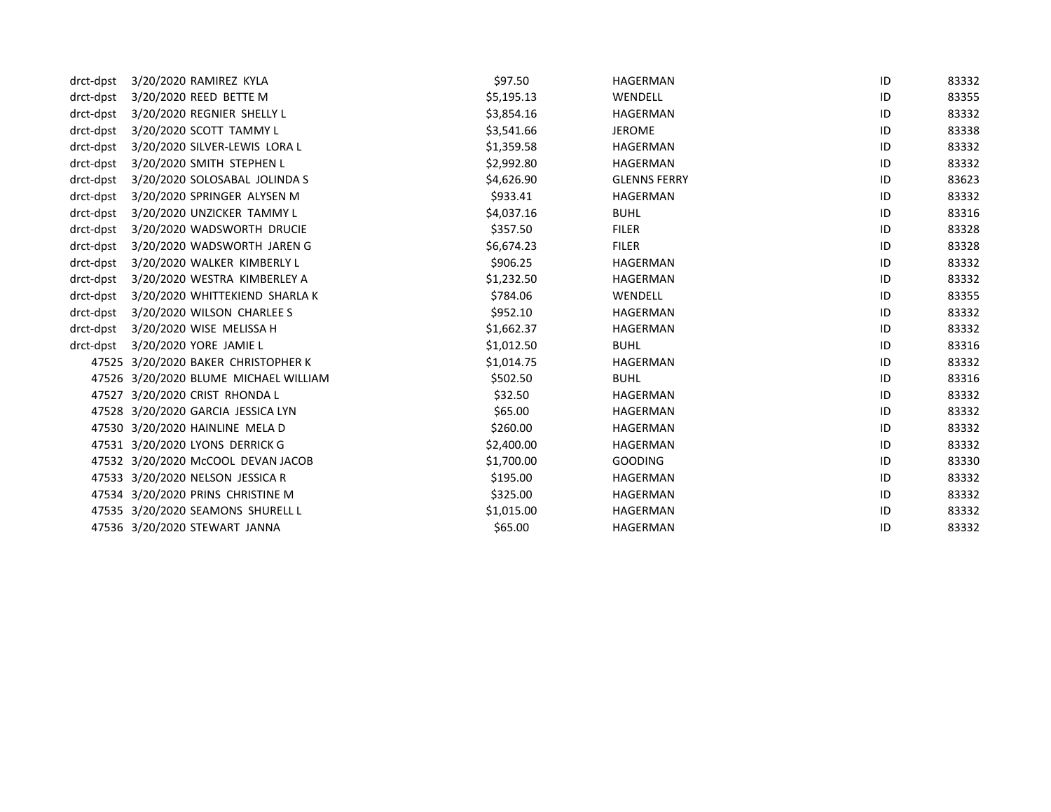| | | | | | | |
|---|---|---|---|---|---|---|
| drct-dpst | 3/20/2020 | RAMIREZ KYLA | $97.50 | HAGERMAN | ID | 83332 |
| drct-dpst | 3/20/2020 | REED BETTE M | $5,195.13 | WENDELL | ID | 83355 |
| drct-dpst | 3/20/2020 | REGNIER SHELLY L | $3,854.16 | HAGERMAN | ID | 83332 |
| drct-dpst | 3/20/2020 | SCOTT TAMMY L | $3,541.66 | JEROME | ID | 83338 |
| drct-dpst | 3/20/2020 | SILVER-LEWIS LORA L | $1,359.58 | HAGERMAN | ID | 83332 |
| drct-dpst | 3/20/2020 | SMITH STEPHEN L | $2,992.80 | HAGERMAN | ID | 83332 |
| drct-dpst | 3/20/2020 | SOLOSABAL JOLINDA S | $4,626.90 | GLENNS FERRY | ID | 83623 |
| drct-dpst | 3/20/2020 | SPRINGER ALYSEN M | $933.41 | HAGERMAN | ID | 83332 |
| drct-dpst | 3/20/2020 | UNZICKER TAMMY L | $4,037.16 | BUHL | ID | 83316 |
| drct-dpst | 3/20/2020 | WADSWORTH DRUCIE | $357.50 | FILER | ID | 83328 |
| drct-dpst | 3/20/2020 | WADSWORTH JAREN G | $6,674.23 | FILER | ID | 83328 |
| drct-dpst | 3/20/2020 | WALKER KIMBERLY L | $906.25 | HAGERMAN | ID | 83332 |
| drct-dpst | 3/20/2020 | WESTRA KIMBERLEY A | $1,232.50 | HAGERMAN | ID | 83332 |
| drct-dpst | 3/20/2020 | WHITTEKIEND SHARLA K | $784.06 | WENDELL | ID | 83355 |
| drct-dpst | 3/20/2020 | WILSON CHARLEE S | $952.10 | HAGERMAN | ID | 83332 |
| drct-dpst | 3/20/2020 | WISE MELISSA H | $1,662.37 | HAGERMAN | ID | 83332 |
| drct-dpst | 3/20/2020 | YORE JAMIE L | $1,012.50 | BUHL | ID | 83316 |
| 47525 | 3/20/2020 | BAKER CHRISTOPHER K | $1,014.75 | HAGERMAN | ID | 83332 |
| 47526 | 3/20/2020 | BLUME MICHAEL WILLIAM | $502.50 | BUHL | ID | 83316 |
| 47527 | 3/20/2020 | CRIST RHONDA L | $32.50 | HAGERMAN | ID | 83332 |
| 47528 | 3/20/2020 | GARCIA JESSICA LYN | $65.00 | HAGERMAN | ID | 83332 |
| 47530 | 3/20/2020 | HAINLINE MELA D | $260.00 | HAGERMAN | ID | 83332 |
| 47531 | 3/20/2020 | LYONS DERRICK G | $2,400.00 | HAGERMAN | ID | 83332 |
| 47532 | 3/20/2020 | McCOOL DEVAN JACOB | $1,700.00 | GOODING | ID | 83330 |
| 47533 | 3/20/2020 | NELSON JESSICA R | $195.00 | HAGERMAN | ID | 83332 |
| 47534 | 3/20/2020 | PRINS CHRISTINE M | $325.00 | HAGERMAN | ID | 83332 |
| 47535 | 3/20/2020 | SEAMONS SHURELL L | $1,015.00 | HAGERMAN | ID | 83332 |
| 47536 | 3/20/2020 | STEWART JANNA | $65.00 | HAGERMAN | ID | 83332 |